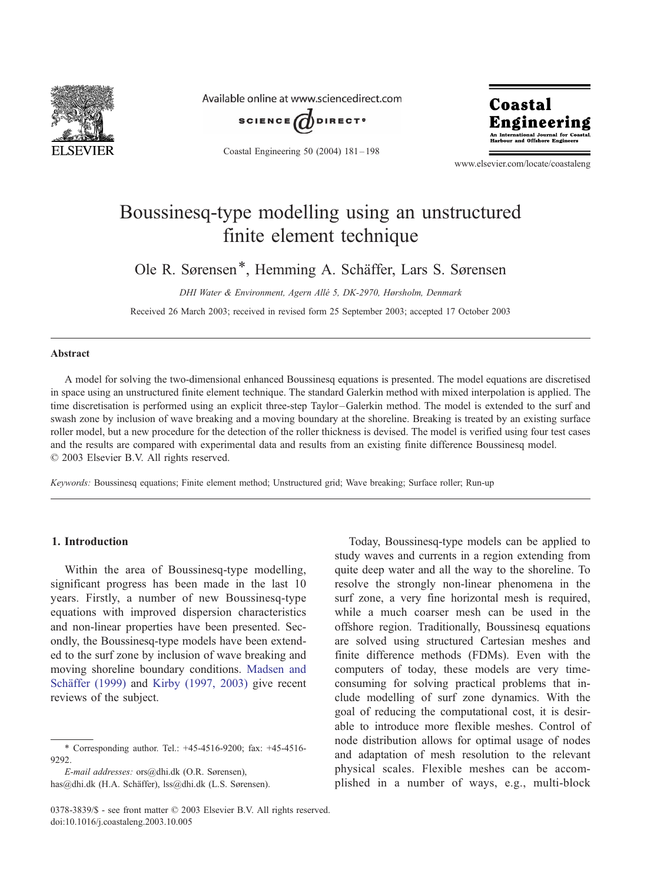# Boussinesq-type modelling using an unstructured finite element technique

Ole R. Sørensen*, Hemming A. Schäffer, Lars S. Sørensen

*DHI Water & Environment, Agern Allé 5, DK-2970, Hørsholm, Denmark*

Received 26 March 2003; received in revised form 25 September 2003; accepted 17 October 2003

## Abstract

A model for solving the two-dimensional enhanced Boussinesq equations is presented. The model equations are discretised in space using an unstructured finite element technique. The standard Galerkin method with mixed interpolation is applied. The time discretisation is performed using an explicit three-step Taylor–Galerkin method. The model is extended to the surf and swash zone by inclusion of wave breaking and a moving boundary at the shoreline. Breaking is treated by an existing surface roller model, but a new procedure for the detection of the roller thickness is devised. The model is verified using four test cases and the results are compared with experimental data and results from an existing finite difference Boussinesq model.
© 2003 Elsevier B.V. All rights reserved.

*Keywords:* Boussinesq equations; Finite element method; Unstructured grid; Wave breaking; Surface roller; Run-up

## 1. Introduction

Within the area of Boussinesq-type modelling, significant progress has been made in the last 10 years. Firstly, a number of new Boussinesq-type equations with improved dispersion characteristics and non-linear properties have been presented. Secondly, the Boussinesq-type models have been extended to the surf zone by inclusion of wave breaking and moving shoreline boundary conditions. Madsen and Schäffer (1999) and Kirby (1997, 2003) give recent reviews of the subject.

Today, Boussinesq-type models can be applied to study waves and currents in a region extending from quite deep water and all the way to the shoreline. To resolve the strongly non-linear phenomena in the surf zone, a very fine horizontal mesh is required, while a much coarser mesh can be used in the offshore region. Traditionally, Boussinesq equations are solved using structured Cartesian meshes and finite difference methods (FDMs). Even with the computers of today, these models are very time-consuming for solving practical problems that include modelling of surf zone dynamics. With the goal of reducing the computational cost, it is desirable to introduce more flexible meshes. Control of node distribution allows for optimal usage of nodes and adaptation of mesh resolution to the relevant physical scales. Flexible meshes can be accomplished in a number of ways, e.g., multi-block

---

* Corresponding author. Tel.: +45-4516-9200; fax: +45-4516-9292.

*E-mail addresses:* ors@dhi.dk (O.R. Sørensen), has@dhi.dk (H.A. Schäffer), lss@dhi.dk (L.S. Sørensen).

0378-3839/$ - see front matter © 2003 Elsevier B.V. All rights reserved.
doi:10.1016/j.coastaleng.2003.10.005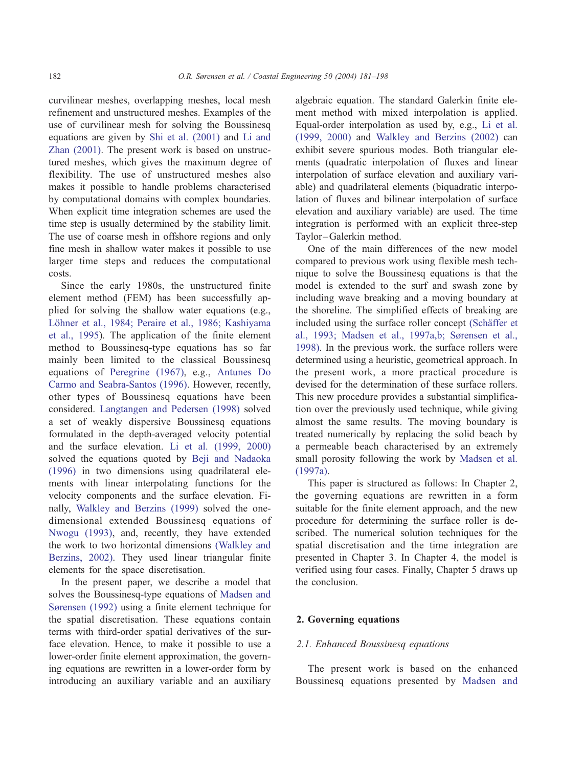curvilinear meshes, overlapping meshes, local mesh refinement and unstructured meshes. Examples of the use of curvilinear mesh for solving the Boussinesq equations are given by Shi et al. (2001) and Li and Zhan (2001). The present work is based on unstructured meshes, which gives the maximum degree of flexibility. The use of unstructured meshes also makes it possible to handle problems characterised by computational domains with complex boundaries. When explicit time integration schemes are used the time step is usually determined by the stability limit. The use of coarse mesh in offshore regions and only fine mesh in shallow water makes it possible to use larger time steps and reduces the computational costs.

Since the early 1980s, the unstructured finite element method (FEM) has been successfully applied for solving the shallow water equations (e.g., Löhner et al., 1984; Peraire et al., 1986; Kashiyama et al., 1995). The application of the finite element method to Boussinesq-type equations has so far mainly been limited to the classical Boussinesq equations of Peregrine (1967), e.g., Antunes Do Carmo and Seabra-Santos (1996). However, recently, other types of Boussinesq equations have been considered. Langtangen and Pedersen (1998) solved a set of weakly dispersive Boussinesq equations formulated in the depth-averaged velocity potential and the surface elevation. Li et al. (1999, 2000) solved the equations quoted by Beji and Nadaoka (1996) in two dimensions using quadrilateral elements with linear interpolating functions for the velocity components and the surface elevation. Finally, Walkley and Berzins (1999) solved the one-dimensional extended Boussinesq equations of Nwogu (1993), and, recently, they have extended the work to two horizontal dimensions (Walkley and Berzins, 2002). They used linear triangular finite elements for the space discretisation.

In the present paper, we describe a model that solves the Boussinesq-type equations of Madsen and Sørensen (1992) using a finite element technique for the spatial discretisation. These equations contain terms with third-order spatial derivatives of the surface elevation. Hence, to make it possible to use a lower-order finite element approximation, the governing equations are rewritten in a lower-order form by introducing an auxiliary variable and an auxiliary algebraic equation. The standard Galerkin finite element method with mixed interpolation is applied. Equal-order interpolation as used by, e.g., Li et al. (1999, 2000) and Walkley and Berzins (2002) can exhibit severe spurious modes. Both triangular elements (quadratic interpolation of fluxes and linear interpolation of surface elevation and auxiliary variable) and quadrilateral elements (biquadratic interpolation of fluxes and bilinear interpolation of surface elevation and auxiliary variable) are used. The time integration is performed with an explicit three-step Taylor–Galerkin method.

One of the main differences of the new model compared to previous work using flexible mesh technique to solve the Boussinesq equations is that the model is extended to the surf and swash zone by including wave breaking and a moving boundary at the shoreline. The simplified effects of breaking are included using the surface roller concept (Schäffer et al., 1993; Madsen et al., 1997a,b; Sørensen et al., 1998). In the previous work, the surface rollers were determined using a heuristic, geometrical approach. In the present work, a more practical procedure is devised for the determination of these surface rollers. This new procedure provides a substantial simplification over the previously used technique, while giving almost the same results. The moving boundary is treated numerically by replacing the solid beach by a permeable beach characterised by an extremely small porosity following the work by Madsen et al. (1997a).

This paper is structured as follows: In Chapter 2, the governing equations are rewritten in a form suitable for the finite element approach, and the new procedure for determining the surface roller is described. The numerical solution techniques for the spatial discretisation and the time integration are presented in Chapter 3. In Chapter 4, the model is verified using four cases. Finally, Chapter 5 draws up the conclusion.

## 2. Governing equations

### 2.1. Enhanced Boussinesq equations

The present work is based on the enhanced Boussinesq equations presented by Madsen and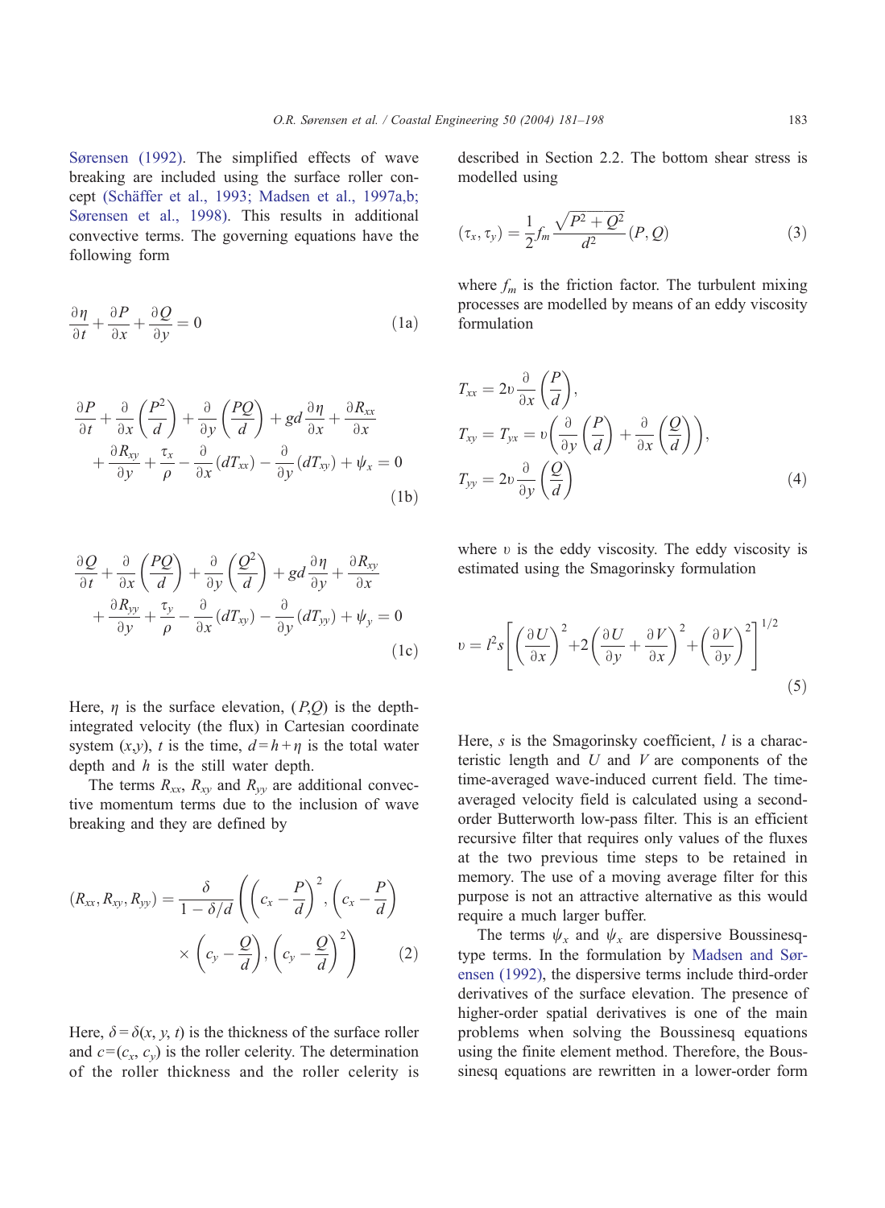Sørensen (1992). The simplified effects of wave breaking are included using the surface roller concept (Schäffer et al., 1993; Madsen et al., 1997a,b; Sørensen et al., 1998). This results in additional convective terms. The governing equations have the following form

$$\frac{\partial \eta}{\partial t}+\frac{\partial P}{\partial x}+\frac{\partial Q}{\partial y}=0 \tag{1a}$$

$$\frac{\partial P}{\partial t}+\frac{\partial}{\partial x}\left(\frac{P^2}{d}\right)+\frac{\partial}{\partial y}\left(\frac{PQ}{d}\right)+gd\frac{\partial \eta}{\partial x}+\frac{\partial R_{xx}}{\partial x}+\frac{\partial R_{xy}}{\partial y}+\frac{\tau_x}{\rho}-\frac{\partial}{\partial x}(dT_{xx})-\frac{\partial}{\partial y}(dT_{xy})+\psi_x=0 \tag{1b}$$

$$\frac{\partial Q}{\partial t}+\frac{\partial}{\partial x}\left(\frac{PQ}{d}\right)+\frac{\partial}{\partial y}\left(\frac{Q^2}{d}\right)+gd\frac{\partial \eta}{\partial y}+\frac{\partial R_{xy}}{\partial x}+\frac{\partial R_{yy}}{\partial y}+\frac{\tau_y}{\rho}-\frac{\partial}{\partial x}(dT_{xy})-\frac{\partial}{\partial y}(dT_{yy})+\psi_y=0 \tag{1c}$$

Here, $\eta$ is the surface elevation, $(P,Q)$ is the depth-integrated velocity (the flux) in Cartesian coordinate system $(x,y)$, $t$ is the time, $d=h+\eta$ is the total water depth and $h$ is the still water depth.

The terms $R_{xx}$, $R_{xy}$ and $R_{yy}$ are additional convective momentum terms due to the inclusion of wave breaking and they are defined by

$$(R_{xx},R_{xy},R_{yy})=\frac{\delta}{1-\delta/d}\left(\left(c_x-\frac{P}{d}\right)^2,\left(c_x-\frac{P}{d}\right)\times\left(c_y-\frac{Q}{d}\right),\left(c_y-\frac{Q}{d}\right)^2\right) \tag{2}$$

Here, $\delta=\delta(x,y,t)$ is the thickness of the surface roller and $c=(c_x,c_y)$ is the roller celerity. The determination of the roller thickness and the roller celerity is described in Section 2.2. The bottom shear stress is modelled using

$$(\tau_x,\tau_y)=\frac{1}{2}f_m\frac{\sqrt{P^2+Q^2}}{d^2}(P,Q) \tag{3}$$

where $f_m$ is the friction factor. The turbulent mixing processes are modelled by means of an eddy viscosity formulation

$$T_{xx}=2\upsilon\frac{\partial}{\partial x}\left(\frac{P}{d}\right),\quad T_{xy}=T_{yx}=\upsilon\left(\frac{\partial}{\partial y}\left(\frac{P}{d}\right)+\frac{\partial}{\partial x}\left(\frac{Q}{d}\right)\right),\quad T_{yy}=2\upsilon\frac{\partial}{\partial y}\left(\frac{Q}{d}\right) \tag{4}$$

where $\upsilon$ is the eddy viscosity. The eddy viscosity is estimated using the Smagorinsky formulation

$$\upsilon=l^2 s\left[\left(\frac{\partial U}{\partial x}\right)^2+2\left(\frac{\partial U}{\partial y}+\frac{\partial V}{\partial x}\right)^2+\left(\frac{\partial V}{\partial y}\right)^2\right]^{1/2} \tag{5}$$

Here, $s$ is the Smagorinsky coefficient, $l$ is a characteristic length and $U$ and $V$ are components of the time-averaged wave-induced current field. The time-averaged velocity field is calculated using a second-order Butterworth low-pass filter. This is an efficient recursive filter that requires only values of the fluxes at the two previous time steps to be retained in memory. The use of a moving average filter for this purpose is not an attractive alternative as this would require a much larger buffer.

The terms $\psi_x$ and $\psi_x$ are dispersive Boussinesq-type terms. In the formulation by Madsen and Sørensen (1992), the dispersive terms include third-order derivatives of the surface elevation. The presence of higher-order spatial derivatives is one of the main problems when solving the Boussinesq equations using the finite element method. Therefore, the Boussinesq equations are rewritten in a lower-order form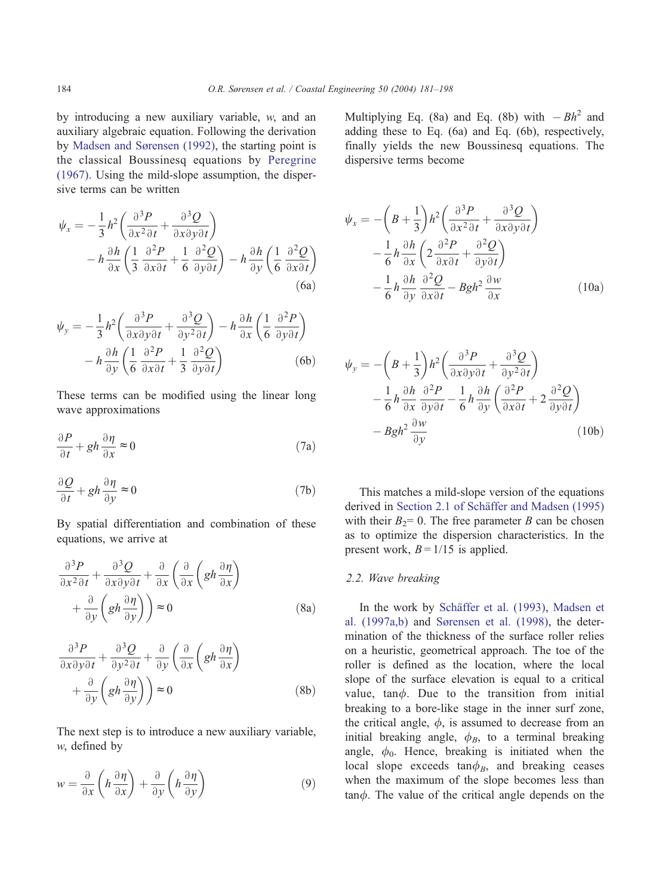by introducing a new auxiliary variable, $w$, and an auxiliary algebraic equation. Following the derivation by Madsen and Sørensen (1992), the starting point is the classical Boussinesq equations by Peregrine (1967). Using the mild-slope assumption, the dispersive terms can be written

$$\psi_x = -\frac{1}{3}h^2\left(\frac{\partial^3 P}{\partial x^2 \partial t} + \frac{\partial^3 Q}{\partial x \partial y \partial t}\right) - h\frac{\partial h}{\partial x}\left(\frac{1}{3}\frac{\partial^2 P}{\partial x \partial t} + \frac{1}{6}\frac{\partial^2 Q}{\partial y \partial t}\right) - h\frac{\partial h}{\partial y}\left(\frac{1}{6}\frac{\partial^2 Q}{\partial x \partial t}\right) \tag{6a}$$

$$\psi_y = -\frac{1}{3}h^2\left(\frac{\partial^3 P}{\partial x \partial y \partial t} + \frac{\partial^3 Q}{\partial y^2 \partial t}\right) - h\frac{\partial h}{\partial x}\left(\frac{1}{6}\frac{\partial^2 P}{\partial y \partial t}\right) - h\frac{\partial h}{\partial y}\left(\frac{1}{6}\frac{\partial^2 P}{\partial x \partial t} + \frac{1}{3}\frac{\partial^2 Q}{\partial y \partial t}\right) \tag{6b}$$

These terms can be modified using the linear long wave approximations

$$\frac{\partial P}{\partial t} + gh\frac{\partial \eta}{\partial x} \approx 0 \tag{7a}$$

$$\frac{\partial Q}{\partial t} + gh\frac{\partial \eta}{\partial y} \approx 0 \tag{7b}$$

By spatial differentiation and combination of these equations, we arrive at

$$\frac{\partial^3 P}{\partial x^2 \partial t} + \frac{\partial^3 Q}{\partial x \partial y \partial t} + \frac{\partial}{\partial x}\left(\frac{\partial}{\partial x}\left(gh\frac{\partial \eta}{\partial x}\right) + \frac{\partial}{\partial y}\left(gh\frac{\partial \eta}{\partial y}\right)\right) \approx 0 \tag{8a}$$

$$\frac{\partial^3 P}{\partial x \partial y \partial t} + \frac{\partial^3 Q}{\partial y^2 \partial t} + \frac{\partial}{\partial y}\left(\frac{\partial}{\partial x}\left(gh\frac{\partial \eta}{\partial x}\right) + \frac{\partial}{\partial y}\left(gh\frac{\partial \eta}{\partial y}\right)\right) \approx 0 \tag{8b}$$

The next step is to introduce a new auxiliary variable, $w$, defined by

$$w = \frac{\partial}{\partial x}\left(h\frac{\partial \eta}{\partial x}\right) + \frac{\partial}{\partial y}\left(h\frac{\partial \eta}{\partial y}\right) \tag{9}$$

Multiplying Eq. (8a) and Eq. (8b) with $-Bh^2$ and adding these to Eq. (6a) and Eq. (6b), respectively, finally yields the new Boussinesq equations. The dispersive terms become

$$\psi_x = -\left(B + \frac{1}{3}\right)h^2\left(\frac{\partial^3 P}{\partial x^2 \partial t} + \frac{\partial^3 Q}{\partial x \partial y \partial t}\right) - \frac{1}{6}h\frac{\partial h}{\partial x}\left(2\frac{\partial^2 P}{\partial x \partial t} + \frac{\partial^2 Q}{\partial y \partial t}\right) - \frac{1}{6}h\frac{\partial h}{\partial y}\frac{\partial^2 Q}{\partial x \partial t} - Bgh^2\frac{\partial w}{\partial x} \tag{10a}$$

$$\psi_y = -\left(B + \frac{1}{3}\right)h^2\left(\frac{\partial^3 P}{\partial x \partial y \partial t} + \frac{\partial^3 Q}{\partial y^2 \partial t}\right) - \frac{1}{6}h\frac{\partial h}{\partial x}\frac{\partial^2 P}{\partial y \partial t} - \frac{1}{6}h\frac{\partial h}{\partial y}\left(\frac{\partial^2 P}{\partial x \partial t} + 2\frac{\partial^2 Q}{\partial y \partial t}\right) - Bgh^2\frac{\partial w}{\partial y} \tag{10b}$$

This matches a mild-slope version of the equations derived in Section 2.1 of Schäffer and Madsen (1995) with their $B_2 = 0$. The free parameter $B$ can be chosen as to optimize the dispersion characteristics. In the present work, $B = 1/15$ is applied.

### 2.2. Wave breaking

In the work by Schäffer et al. (1993), Madsen et al. (1997a,b) and Sørensen et al. (1998), the determination of the thickness of the surface roller relies on a heuristic, geometrical approach. The toe of the roller is defined as the location, where the local slope of the surface elevation is equal to a critical value, $\tan\phi$. Due to the transition from initial breaking to a bore-like stage in the inner surf zone, the critical angle, $\phi$, is assumed to decrease from an initial breaking angle, $\phi_B$, to a terminal breaking angle, $\phi_0$. Hence, breaking is initiated when the local slope exceeds $\tan\phi_B$, and breaking ceases when the maximum of the slope becomes less than $\tan\phi$. The value of the critical angle depends on the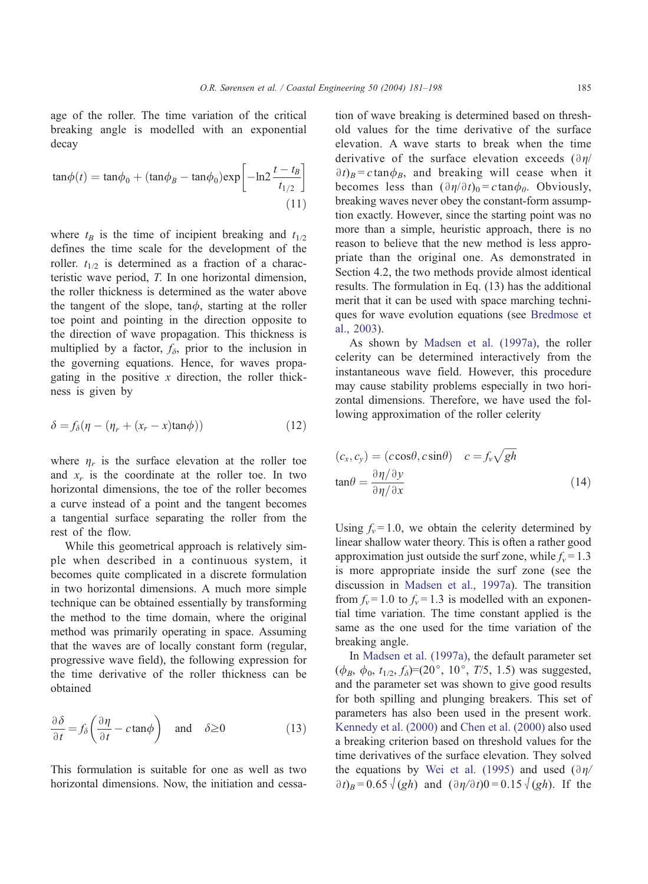age of the roller. The time variation of the critical breaking angle is modelled with an exponential decay

$$\tan\phi(t) = \tan\phi_0 + (\tan\phi_B - \tan\phi_0)\exp\left[-\ln 2\,\frac{t - t_B}{t_{1/2}}\right] \tag{11}$$

where $t_B$ is the time of incipient breaking and $t_{1/2}$ defines the time scale for the development of the roller. $t_{1/2}$ is determined as a fraction of a characteristic wave period, $T$. In one horizontal dimension, the roller thickness is determined as the water above the tangent of the slope, $\tan\phi$, starting at the roller toe point and pointing in the direction opposite to the direction of wave propagation. This thickness is multiplied by a factor, $f_\delta$, prior to the inclusion in the governing equations. Hence, for waves propagating in the positive $x$ direction, the roller thickness is given by

$$\delta = f_\delta(\eta - (\eta_r + (x_r - x)\tan\phi)) \tag{12}$$

where $\eta_r$ is the surface elevation at the roller toe and $x_r$ is the coordinate at the roller toe. In two horizontal dimensions, the toe of the roller becomes a curve instead of a point and the tangent becomes a tangential surface separating the roller from the rest of the flow.

While this geometrical approach is relatively simple when described in a continuous system, it becomes quite complicated in a discrete formulation in two horizontal dimensions. A much more simple technique can be obtained essentially by transforming the method to the time domain, where the original method was primarily operating in space. Assuming that the waves are of locally constant form (regular, progressive wave field), the following expression for the time derivative of the roller thickness can be obtained

$$\frac{\partial \delta}{\partial t} = f_\delta\left(\frac{\partial \eta}{\partial t} - c\tan\phi\right) \quad \text{and} \quad \delta \geq 0 \tag{13}$$

This formulation is suitable for one as well as two horizontal dimensions. Now, the initiation and cessation of wave breaking is determined based on threshold values for the time derivative of the surface elevation. A wave starts to break when the time derivative of the surface elevation exceeds $(\partial\eta/\partial t)_B = c\tan\phi_B$, and breaking will cease when it becomes less than $(\partial\eta/\partial t)_0 = c\tan\phi_0$. Obviously, breaking waves never obey the constant-form assumption exactly. However, since the starting point was no more than a simple, heuristic approach, there is no reason to believe that the new method is less appropriate than the original one. As demonstrated in Section 4.2, the two methods provide almost identical results. The formulation in Eq. (13) has the additional merit that it can be used with space marching techniques for wave evolution equations (see Bredmose et al., 2003).

As shown by Madsen et al. (1997a), the roller celerity can be determined interactively from the instantaneous wave field. However, this procedure may cause stability problems especially in two horizontal dimensions. Therefore, we have used the following approximation of the roller celerity

$$(c_x, c_y) = (c\cos\theta, c\sin\theta) \quad c = f_v\sqrt{gh}$$
$$\tan\theta = \frac{\partial\eta/\partial y}{\partial\eta/\partial x} \tag{14}$$

Using $f_v = 1.0$, we obtain the celerity determined by linear shallow water theory. This is often a rather good approximation just outside the surf zone, while $f_v = 1.3$ is more appropriate inside the surf zone (see the discussion in Madsen et al., 1997a). The transition from $f_v = 1.0$ to $f_v = 1.3$ is modelled with an exponential time variation. The time constant applied is the same as the one used for the time variation of the breaking angle.

In Madsen et al. (1997a), the default parameter set ($\phi_B$, $\phi_0$, $t_{1/2}$, $f_\delta$)=(20°, 10°, $T$/5, 1.5) was suggested, and the parameter set was shown to give good results for both spilling and plunging breakers. This set of parameters has also been used in the present work. Kennedy et al. (2000) and Chen et al. (2000) also used a breaking criterion based on threshold values for the time derivatives of the surface elevation. They solved the equations by Wei et al. (1995) and used $(\partial\eta/\partial t)_B = 0.65\sqrt{(gh)}$ and $(\partial\eta/\partial t)0 = 0.15\sqrt{(gh)}$. If the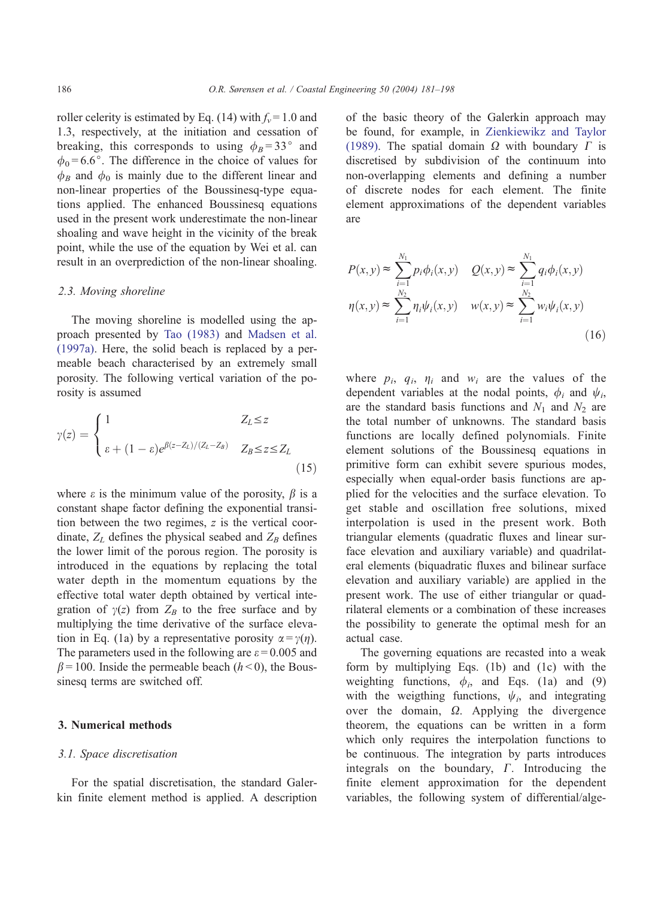roller celerity is estimated by Eq. (14) with $f_v = 1.0$ and 1.3, respectively, at the initiation and cessation of breaking, this corresponds to using $\phi_B = 33°$ and $\phi_0 = 6.6°$. The difference in the choice of values for $\phi_B$ and $\phi_0$ is mainly due to the different linear and non-linear properties of the Boussinesq-type equations applied. The enhanced Boussinesq equations used in the present work underestimate the non-linear shoaling and wave height in the vicinity of the break point, while the use of the equation by Wei et al. can result in an overprediction of the non-linear shoaling.

### 2.3. Moving shoreline

The moving shoreline is modelled using the approach presented by Tao (1983) and Madsen et al. (1997a). Here, the solid beach is replaced by a permeable beach characterised by an extremely small porosity. The following vertical variation of the porosity is assumed

$$\gamma(z) = \begin{cases} 1 & Z_L \leq z \\ \varepsilon + (1-\varepsilon)e^{\beta(z-Z_L)/(Z_L-Z_B)} & Z_B \leq z \leq Z_L \end{cases} \tag{15}$$

where $\varepsilon$ is the minimum value of the porosity, $\beta$ is a constant shape factor defining the exponential transition between the two regimes, $z$ is the vertical coordinate, $Z_L$ defines the physical seabed and $Z_B$ defines the lower limit of the porous region. The porosity is introduced in the equations by replacing the total water depth in the momentum equations by the effective total water depth obtained by vertical integration of $\gamma(z)$ from $Z_B$ to the free surface and by multiplying the time derivative of the surface elevation in Eq. (1a) by a representative porosity $\alpha = \gamma(\eta)$. The parameters used in the following are $\varepsilon = 0.005$ and $\beta = 100$. Inside the permeable beach ($h < 0$), the Boussinesq terms are switched off.

## 3. Numerical methods

### 3.1. Space discretisation

For the spatial discretisation, the standard Galerkin finite element method is applied. A description of the basic theory of the Galerkin approach may be found, for example, in Zienkiewikz and Taylor (1989). The spatial domain $\Omega$ with boundary $\Gamma$ is discretised by subdivision of the continuum into non-overlapping elements and defining a number of discrete nodes for each element. The finite element approximations of the dependent variables are

$$\begin{aligned} P(x,y) &\approx \sum_{i=1}^{N_1} p_i \phi_i(x,y) \quad & Q(x,y) &\approx \sum_{i=1}^{N_1} q_i \phi_i(x,y) \\ \eta(x,y) &\approx \sum_{i=1}^{N_2} \eta_i \psi_i(x,y) \quad & w(x,y) &\approx \sum_{i=1}^{N_2} w_i \psi_i(x,y) \end{aligned} \tag{16}$$

where $p_i$, $q_i$, $\eta_i$ and $w_i$ are the values of the dependent variables at the nodal points, $\phi_i$ and $\psi_i$, are the standard basis functions and $N_1$ and $N_2$ are the total number of unknowns. The standard basis functions are locally defined polynomials. Finite element solutions of the Boussinesq equations in primitive form can exhibit severe spurious modes, especially when equal-order basis functions are applied for the velocities and the surface elevation. To get stable and oscillation free solutions, mixed interpolation is used in the present work. Both triangular elements (quadratic fluxes and linear surface elevation and auxiliary variable) and quadrilateral elements (biquadratic fluxes and bilinear surface elevation and auxiliary variable) are applied in the present work. The use of either triangular or quadrilateral elements or a combination of these increases the possibility to generate the optimal mesh for an actual case.

The governing equations are recasted into a weak form by multiplying Eqs. (1b) and (1c) with the weighting functions, $\phi_i$, and Eqs. (1a) and (9) with the weigthing functions, $\psi_i$, and integrating over the domain, $\Omega$. Applying the divergence theorem, the equations can be written in a form which only requires the interpolation functions to be continuous. The integration by parts introduces integrals on the boundary, $\Gamma$. Introducing the finite element approximation for the dependent variables, the following system of differential/alge-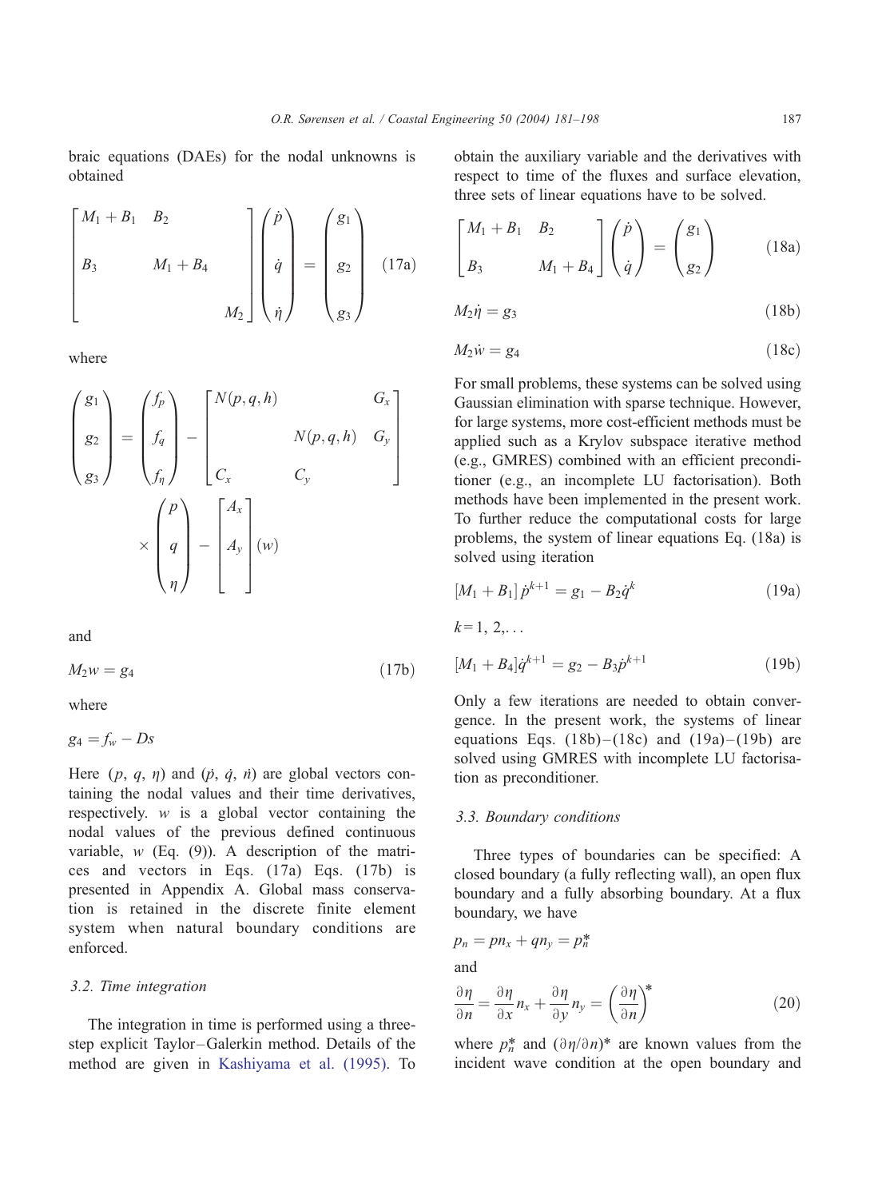braic equations (DAEs) for the nodal unknowns is obtained

$$\begin{bmatrix} M_1 + B_1 & B_2 & \\ B_3 & M_1 + B_4 & \\ & & M_2 \end{bmatrix} \begin{pmatrix} \dot{p} \\ \dot{q} \\ \dot{\eta} \end{pmatrix} = \begin{pmatrix} g_1 \\ g_2 \\ g_3 \end{pmatrix} \tag{17a}$$

where

$$\begin{pmatrix} g_1 \\ g_2 \\ g_3 \end{pmatrix} = \begin{pmatrix} f_p \\ f_q \\ f_\eta \end{pmatrix} - \begin{bmatrix} N(p,q,h) & & G_x \\ & N(p,q,h) & G_y \\ C_x & C_y & \end{bmatrix} \times \begin{pmatrix} p \\ q \\ \eta \end{pmatrix} - \begin{bmatrix} A_x \\ A_y \\ \end{bmatrix} (w)$$

and

$$M_2 w = g_4 \tag{17b}$$

where

$$g_4 = f_w - Ds$$

Here $(p, q, \eta)$ and $(\dot{p}, \dot{q}, \dot{\eta})$ are global vectors containing the nodal values and their time derivatives, respectively. $w$ is a global vector containing the nodal values of the previous defined continuous variable, $w$ (Eq. (9)). A description of the matrices and vectors in Eqs. (17a) Eqs. (17b) is presented in Appendix A. Global mass conservation is retained in the discrete finite element system when natural boundary conditions are enforced.

### 3.2. Time integration

The integration in time is performed using a three-step explicit Taylor–Galerkin method. Details of the method are given in Kashiyama et al. (1995). To obtain the auxiliary variable and the derivatives with respect to time of the fluxes and surface elevation, three sets of linear equations have to be solved.

$$\begin{bmatrix} M_1 + B_1 & B_2 \\ B_3 & M_1 + B_4 \end{bmatrix} \begin{pmatrix} \dot{p} \\ \dot{q} \end{pmatrix} = \begin{pmatrix} g_1 \\ g_2 \end{pmatrix} \tag{18a}$$

$$M_2 \dot{\eta} = g_3 \tag{18b}$$

$$M_2 \dot{w} = g_4 \tag{18c}$$

For small problems, these systems can be solved using Gaussian elimination with sparse technique. However, for large systems, more cost-efficient methods must be applied such as a Krylov subspace iterative method (e.g., GMRES) combined with an efficient preconditioner (e.g., an incomplete LU factorisation). Both methods have been implemented in the present work. To further reduce the computational costs for large problems, the system of linear equations Eq. (18a) is solved using iteration

$$[M_1 + B_1]\,\dot{p}^{k+1} = g_1 - B_2 \dot{q}^k \tag{19a}$$

$k = 1, 2, \ldots$

$$[M_1 + B_4]\dot{q}^{k+1} = g_2 - B_3 \dot{p}^{k+1} \tag{19b}$$

Only a few iterations are needed to obtain convergence. In the present work, the systems of linear equations Eqs. (18b)–(18c) and (19a)–(19b) are solved using GMRES with incomplete LU factorisation as preconditioner.

### 3.3. Boundary conditions

Three types of boundaries can be specified: A closed boundary (a fully reflecting wall), an open flux boundary and a fully absorbing boundary. At a flux boundary, we have

$$p_n = p n_x + q n_y = p_n^*$$

and

$$\frac{\partial \eta}{\partial n} = \frac{\partial \eta}{\partial x} n_x + \frac{\partial \eta}{\partial y} n_y = \left(\frac{\partial \eta}{\partial n}\right)^* \tag{20}$$

where $p_n^*$ and $(\partial \eta / \partial n)^*$ are known values from the incident wave condition at the open boundary and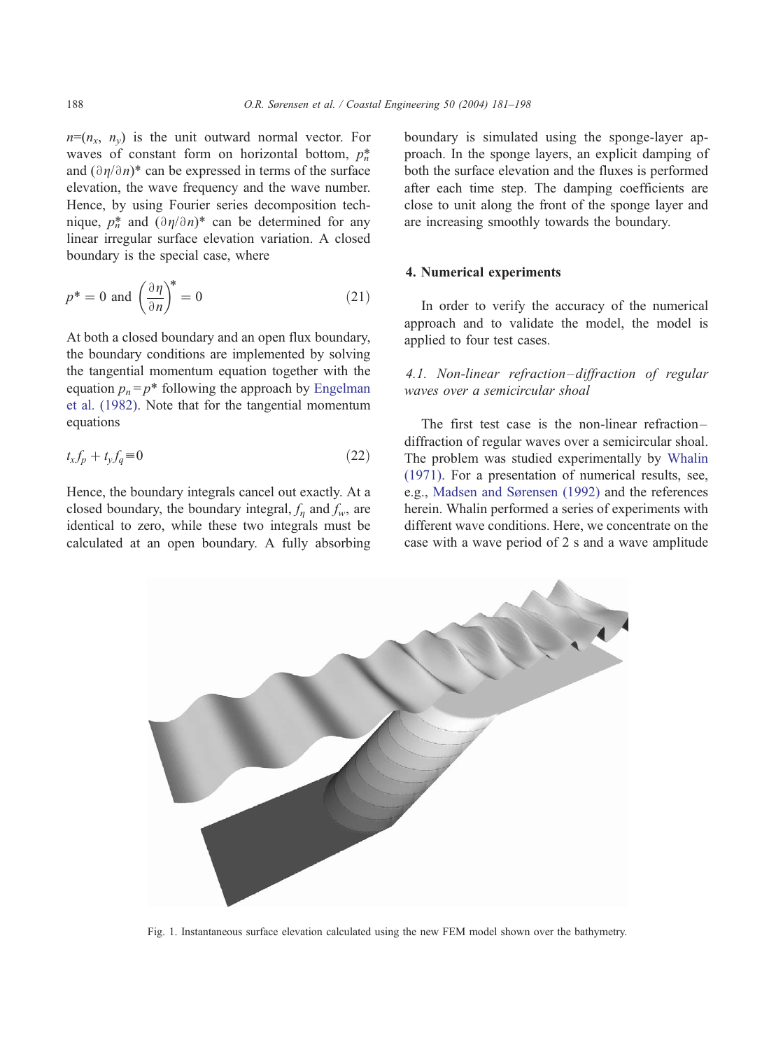$n=(n_x, n_y)$ is the unit outward normal vector. For waves of constant form on horizontal bottom, $p_n^*$ and $(\partial\eta/\partial n)^*$ can be expressed in terms of the surface elevation, the wave frequency and the wave number. Hence, by using Fourier series decomposition technique, $p_n^*$ and $(\partial\eta/\partial n)^*$ can be determined for any linear irregular surface elevation variation. A closed boundary is the special case, where

$$p^* = 0 \text{ and } \left(\frac{\partial\eta}{\partial n}\right)^* = 0 \tag{21}$$

At both a closed boundary and an open flux boundary, the boundary conditions are implemented by solving the tangential momentum equation together with the equation $p_n = p^*$ following the approach by Engelman et al. (1982). Note that for the tangential momentum equations

$$t_x f_p + t_y f_q \equiv 0 \tag{22}$$

Hence, the boundary integrals cancel out exactly. At a closed boundary, the boundary integral, $f_\eta$ and $f_w$, are identical to zero, while these two integrals must be calculated at an open boundary. A fully absorbing boundary is simulated using the sponge-layer approach. In the sponge layers, an explicit damping of both the surface elevation and the fluxes is performed after each time step. The damping coefficients are close to unit along the front of the sponge layer and are increasing smoothly towards the boundary.

## 4. Numerical experiments

In order to verify the accuracy of the numerical approach and to validate the model, the model is applied to four test cases.

### *4.1. Non-linear refraction–diffraction of regular waves over a semicircular shoal*

The first test case is the non-linear refraction–diffraction of regular waves over a semicircular shoal. The problem was studied experimentally by Whalin (1971). For a presentation of numerical results, see, e.g., Madsen and Sørensen (1992) and the references herein. Whalin performed a series of experiments with different wave conditions. Here, we concentrate on the case with a wave period of 2 s and a wave amplitude

Fig. 1. Instantaneous surface elevation calculated using the new FEM model shown over the bathymetry.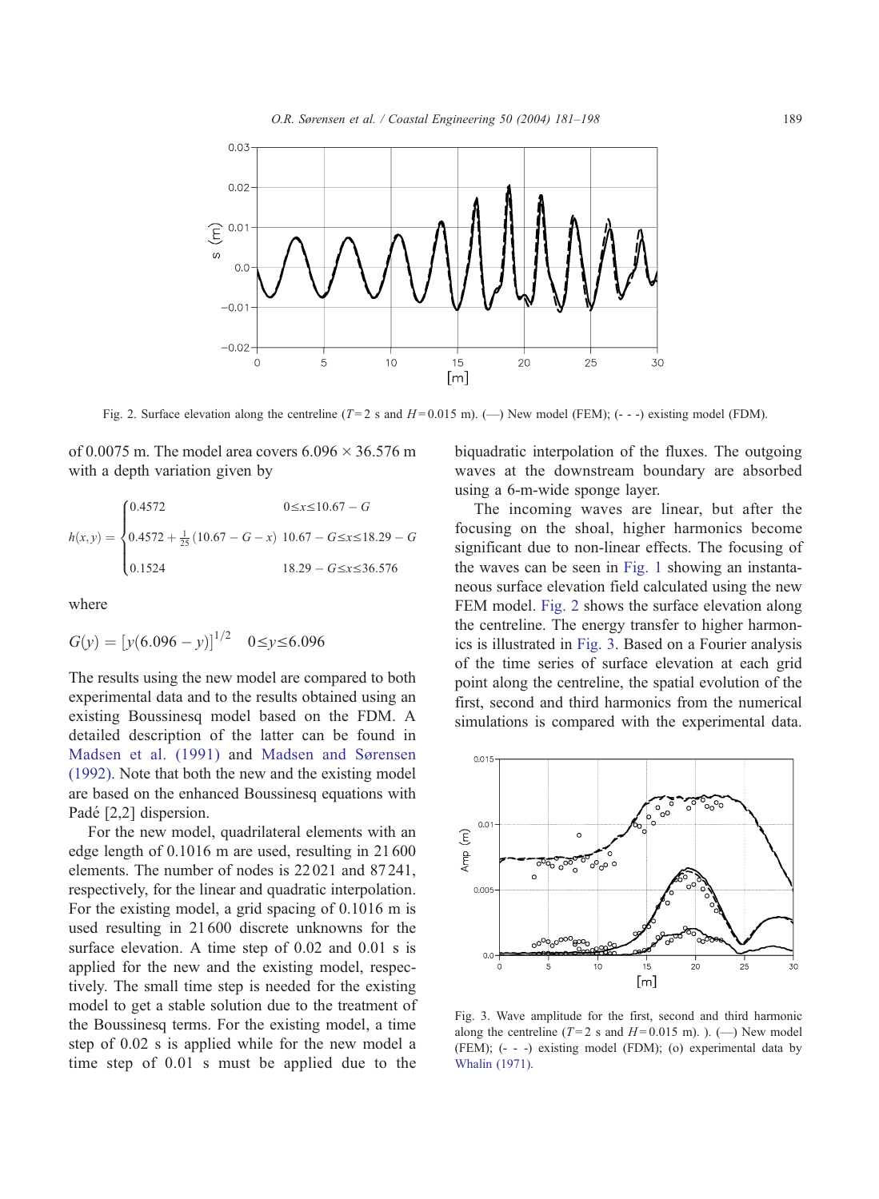Fig. 2. Surface elevation along the centreline ($T = 2$ s and $H = 0.015$ m). (—) New model (FEM); (- - -) existing model (FDM).

of 0.0075 m. The model area covers 6.096 × 36.576 m with a depth variation given by

$$h(x,y) = \begin{cases} 0.4572 & 0 \leq x \leq 10.67 - G \\ 0.4572 + \frac{1}{25}(10.67 - G - x) & 10.67 - G \leq x \leq 18.29 - G \\ 0.1524 & 18.29 - G \leq x \leq 36.576 \end{cases}$$

where

$$G(y) = [y(6.096 - y)]^{1/2} \quad 0 \leq y \leq 6.096$$

The results using the new model are compared to both experimental data and to the results obtained using an existing Boussinesq model based on the FDM. A detailed description of the latter can be found in Madsen et al. (1991) and Madsen and Sørensen (1992). Note that both the new and the existing model are based on the enhanced Boussinesq equations with Padé [2,2] dispersion.

For the new model, quadrilateral elements with an edge length of 0.1016 m are used, resulting in 21 600 elements. The number of nodes is 22 021 and 87 241, respectively, for the linear and quadratic interpolation. For the existing model, a grid spacing of 0.1016 m is used resulting in 21 600 discrete unknowns for the surface elevation. A time step of 0.02 and 0.01 s is applied for the new and the existing model, respectively. The small time step is needed for the existing model to get a stable solution due to the treatment of the Boussinesq terms. For the existing model, a time step of 0.02 s is applied while for the new model a time step of 0.01 s must be applied due to the biquadratic interpolation of the fluxes. The outgoing waves at the downstream boundary are absorbed using a 6-m-wide sponge layer.

The incoming waves are linear, but after the focusing on the shoal, higher harmonics become significant due to non-linear effects. The focusing of the waves can be seen in Fig. 1 showing an instantaneous surface elevation field calculated using the new FEM model. Fig. 2 shows the surface elevation along the centreline. The energy transfer to higher harmonics is illustrated in Fig. 3. Based on a Fourier analysis of the time series of surface elevation at each grid point along the centreline, the spatial evolution of the first, second and third harmonics from the numerical simulations is compared with the experimental data.

Fig. 3. Wave amplitude for the first, second and third harmonic along the centreline ($T = 2$ s and $H = 0.015$ m). ). (—) New model (FEM); (- - -) existing model (FDM); (o) experimental data by Whalin (1971).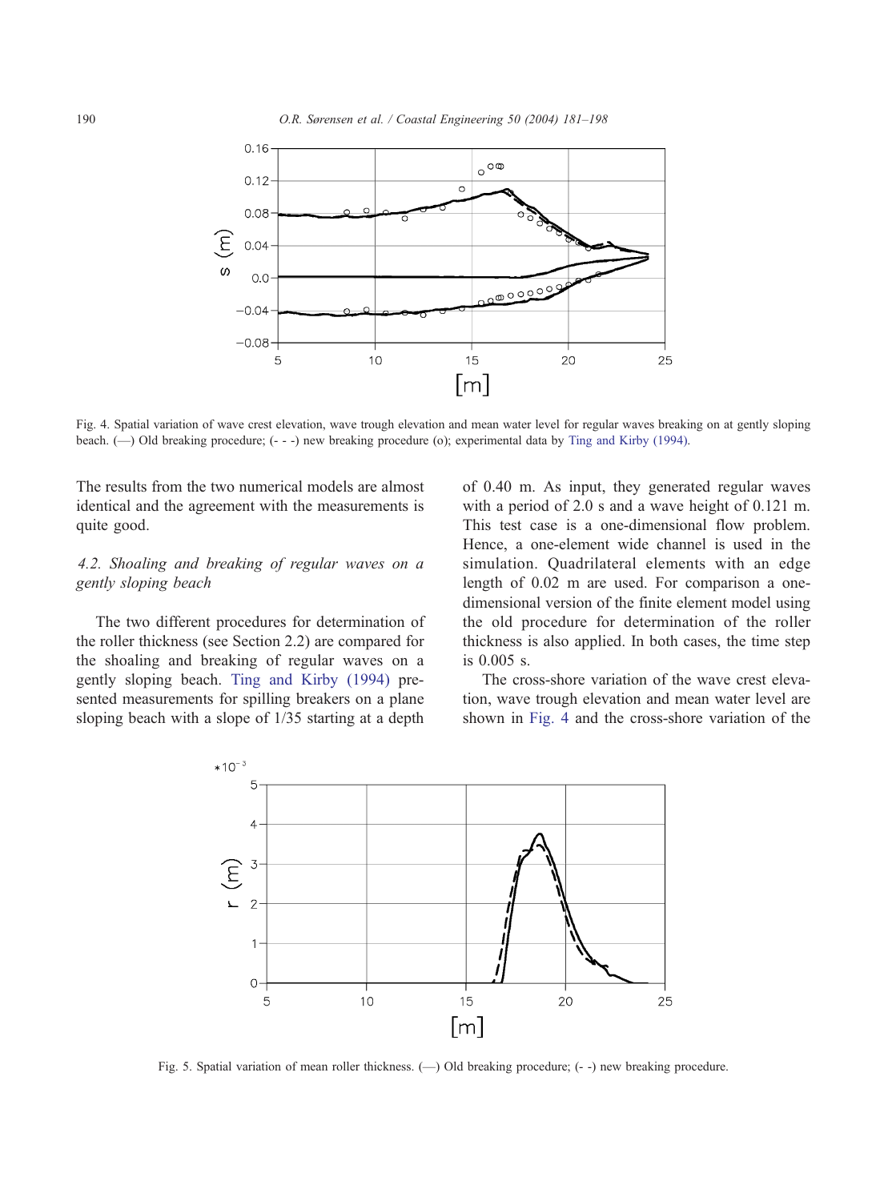Fig. 4. Spatial variation of wave crest elevation, wave trough elevation and mean water level for regular waves breaking on at gently sloping beach. (—) Old breaking procedure; (- - -) new breaking procedure (o); experimental data by Ting and Kirby (1994).

The results from the two numerical models are almost identical and the agreement with the measurements is quite good.

### *4.2. Shoaling and breaking of regular waves on a gently sloping beach*

The two different procedures for determination of the roller thickness (see Section 2.2) are compared for the shoaling and breaking of regular waves on a gently sloping beach. Ting and Kirby (1994) presented measurements for spilling breakers on a plane sloping beach with a slope of 1/35 starting at a depth of 0.40 m. As input, they generated regular waves with a period of 2.0 s and a wave height of 0.121 m. This test case is a one-dimensional flow problem. Hence, a one-element wide channel is used in the simulation. Quadrilateral elements with an edge length of 0.02 m are used. For comparison a one-dimensional version of the finite element model using the old procedure for determination of the roller thickness is also applied. In both cases, the time step is 0.005 s.

The cross-shore variation of the wave crest elevation, wave trough elevation and mean water level are shown in Fig. 4 and the cross-shore variation of the

Fig. 5. Spatial variation of mean roller thickness. (—) Old breaking procedure; (- -) new breaking procedure.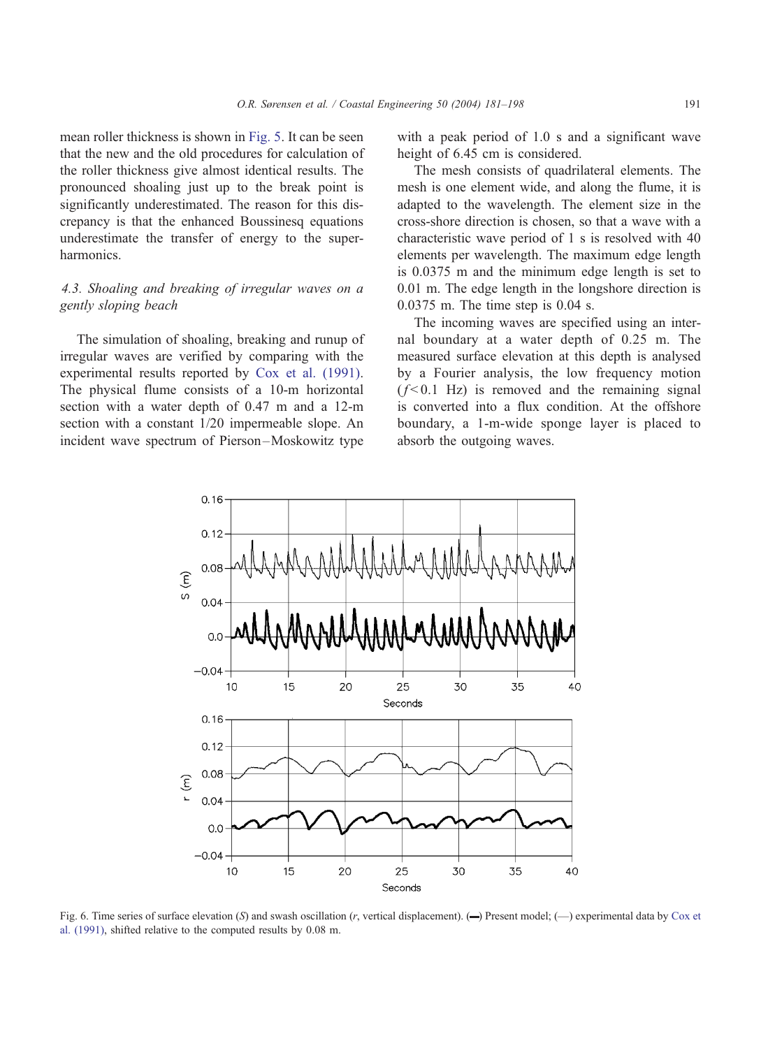mean roller thickness is shown in Fig. 5. It can be seen that the new and the old procedures for calculation of the roller thickness give almost identical results. The pronounced shoaling just up to the break point is significantly underestimated. The reason for this discrepancy is that the enhanced Boussinesq equations underestimate the transfer of energy to the super-harmonics.

### 4.3. Shoaling and breaking of irregular waves on a gently sloping beach

The simulation of shoaling, breaking and runup of irregular waves are verified by comparing with the experimental results reported by Cox et al. (1991). The physical flume consists of a 10-m horizontal section with a water depth of 0.47 m and a 12-m section with a constant 1/20 impermeable slope. An incident wave spectrum of Pierson–Moskowitz type with a peak period of 1.0 s and a significant wave height of 6.45 cm is considered.

The mesh consists of quadrilateral elements. The mesh is one element wide, and along the flume, it is adapted to the wavelength. The element size in the cross-shore direction is chosen, so that a wave with a characteristic wave period of 1 s is resolved with 40 elements per wavelength. The maximum edge length is 0.0375 m and the minimum edge length is set to 0.01 m. The edge length in the longshore direction is 0.0375 m. The time step is 0.04 s.

The incoming waves are specified using an internal boundary at a water depth of 0.25 m. The measured surface elevation at this depth is analysed by a Fourier analysis, the low frequency motion ($f<0.1$ Hz) is removed and the remaining signal is converted into a flux condition. At the offshore boundary, a 1-m-wide sponge layer is placed to absorb the outgoing waves.

Fig. 6. Time series of surface elevation ($S$) and swash oscillation ($r$, vertical displacement). (▬) Present model; (—) experimental data by Cox et al. (1991), shifted relative to the computed results by 0.08 m.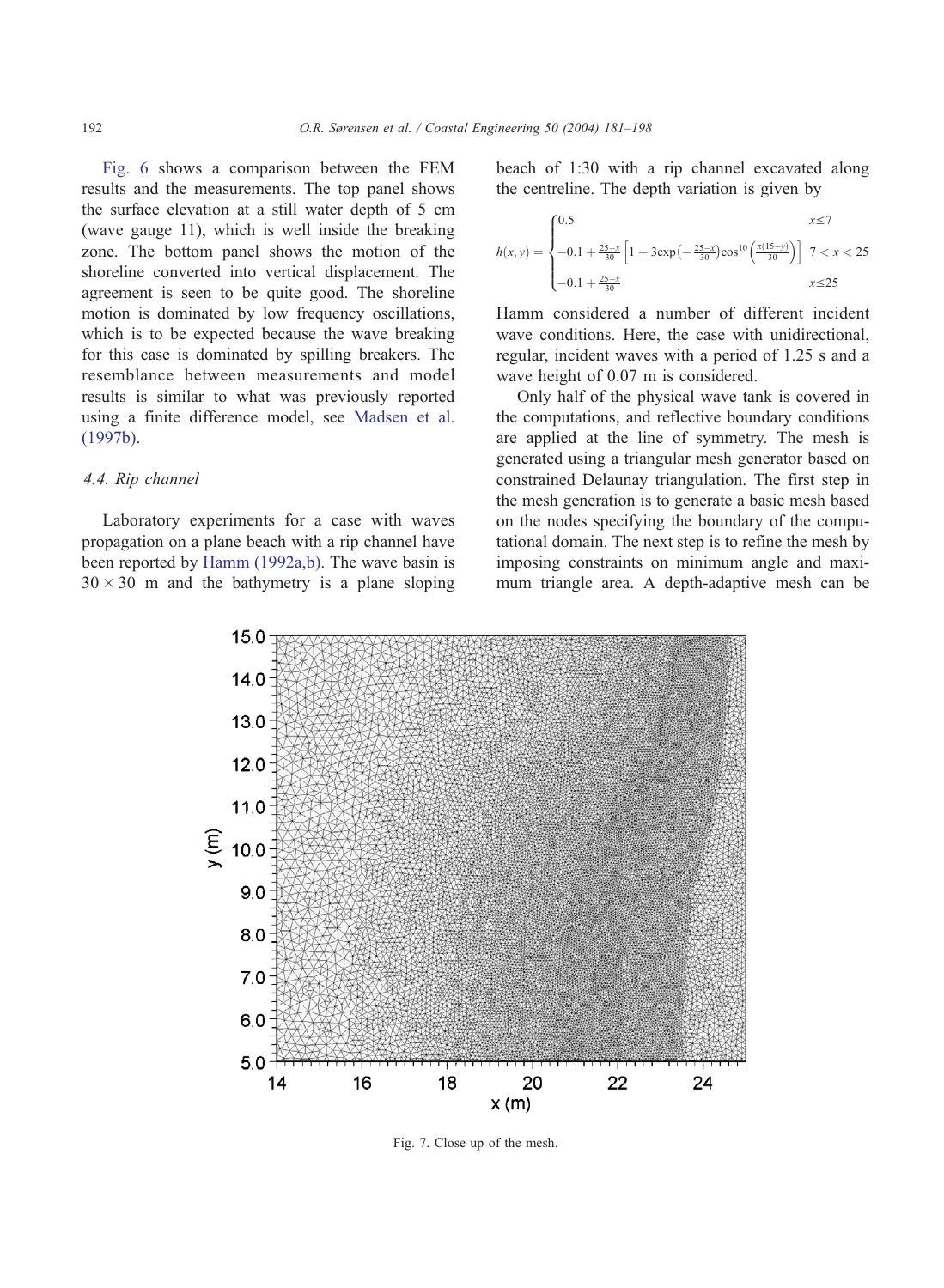Fig. 6 shows a comparison between the FEM results and the measurements. The top panel shows the surface elevation at a still water depth of 5 cm (wave gauge 11), which is well inside the breaking zone. The bottom panel shows the motion of the shoreline converted into vertical displacement. The agreement is seen to be quite good. The shoreline motion is dominated by low frequency oscillations, which is to be expected because the wave breaking for this case is dominated by spilling breakers. The resemblance between measurements and model results is similar to what was previously reported using a finite difference model, see Madsen et al. (1997b).

### 4.4. Rip channel

Laboratory experiments for a case with waves propagation on a plane beach with a rip channel have been reported by Hamm (1992a,b). The wave basin is $30 \times 30$ m and the bathymetry is a plane sloping beach of 1:30 with a rip channel excavated along the centreline. The depth variation is given by

$$h(x,y) = \begin{cases} 0.5 & x \leq 7 \\ -0.1 + \frac{25-x}{30}\left[1 + 3\exp\left(-\frac{25-x}{30}\right)\cos^{10}\left(\frac{\pi(15-y)}{30}\right)\right] & 7 < x < 25 \\ -0.1 + \frac{25-x}{30} & x \leq 25 \end{cases}$$

Hamm considered a number of different incident wave conditions. Here, the case with unidirectional, regular, incident waves with a period of 1.25 s and a wave height of 0.07 m is considered.

Only half of the physical wave tank is covered in the computations, and reflective boundary conditions are applied at the line of symmetry. The mesh is generated using a triangular mesh generator based on constrained Delaunay triangulation. The first step in the mesh generation is to generate a basic mesh based on the nodes specifying the boundary of the computational domain. The next step is to refine the mesh by imposing constraints on minimum angle and maximum triangle area. A depth-adaptive mesh can be

Fig. 7. Close up of the mesh.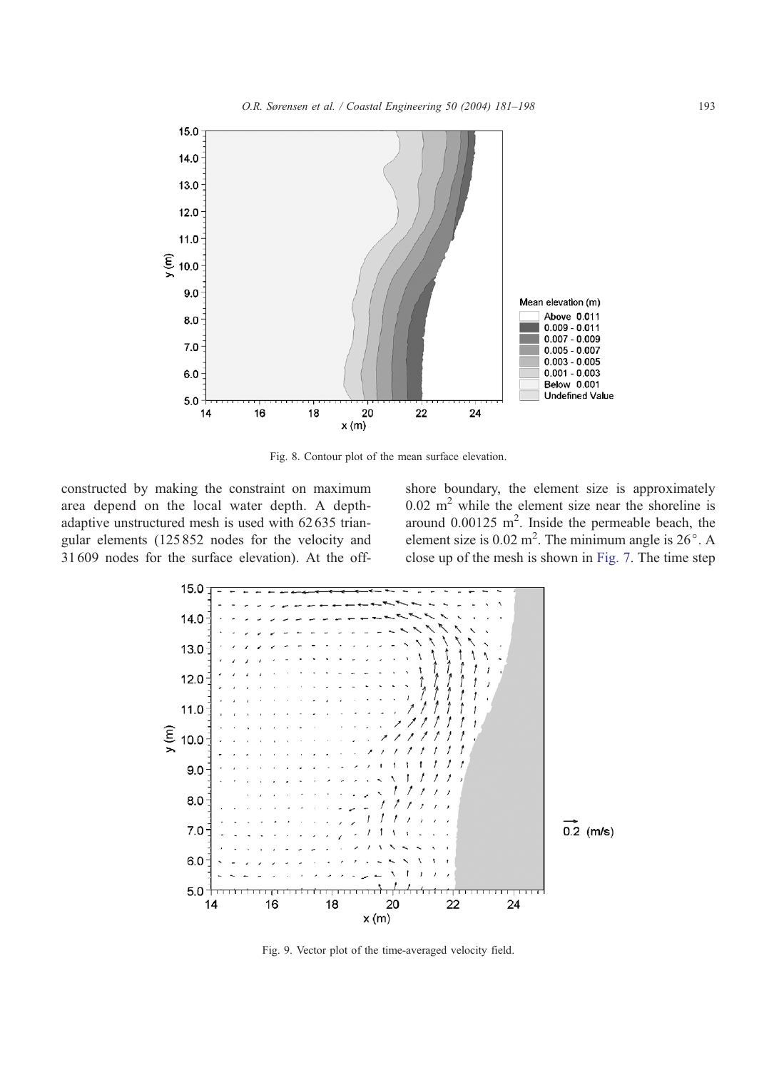Fig. 8. Contour plot of the mean surface elevation.

constructed by making the constraint on maximum area depend on the local water depth. A depth-adaptive unstructured mesh is used with 62 635 triangular elements (125 852 nodes for the velocity and 31 609 nodes for the surface elevation). At the offshore boundary, the element size is approximately 0.02 $m^2$ while the element size near the shoreline is around 0.00125 $m^2$. Inside the permeable beach, the element size is 0.02 $m^2$. The minimum angle is 26°. A close up of the mesh is shown in Fig. 7. The time step

Fig. 9. Vector plot of the time-averaged velocity field.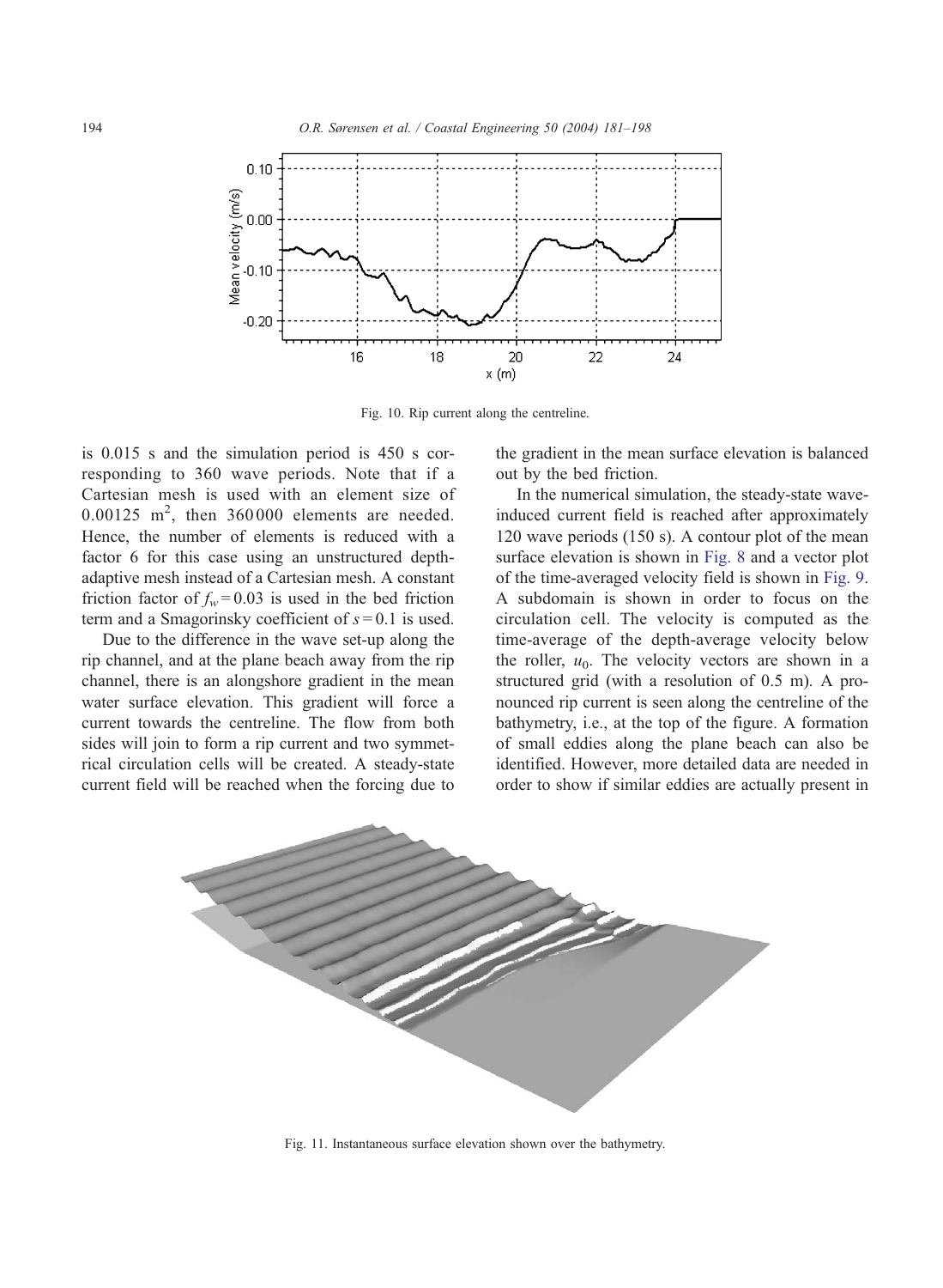Fig. 10. Rip current along the centreline.

is 0.015 s and the simulation period is 450 s corresponding to 360 wave periods. Note that if a Cartesian mesh is used with an element size of 0.00125 $m^2$, then 360000 elements are needed. Hence, the number of elements is reduced with a factor 6 for this case using an unstructured depth-adaptive mesh instead of a Cartesian mesh. A constant friction factor of $f_w = 0.03$ is used in the bed friction term and a Smagorinsky coefficient of $s = 0.1$ is used.

Due to the difference in the wave set-up along the rip channel, and at the plane beach away from the rip channel, there is an alongshore gradient in the mean water surface elevation. This gradient will force a current towards the centreline. The flow from both sides will join to form a rip current and two symmetrical circulation cells will be created. A steady-state current field will be reached when the forcing due to the gradient in the mean surface elevation is balanced out by the bed friction.

In the numerical simulation, the steady-state wave-induced current field is reached after approximately 120 wave periods (150 s). A contour plot of the mean surface elevation is shown in Fig. 8 and a vector plot of the time-averaged velocity field is shown in Fig. 9. A subdomain is shown in order to focus on the circulation cell. The velocity is computed as the time-average of the depth-average velocity below the roller, $u_0$. The velocity vectors are shown in a structured grid (with a resolution of 0.5 m). A pronounced rip current is seen along the centreline of the bathymetry, i.e., at the top of the figure. A formation of small eddies along the plane beach can also be identified. However, more detailed data are needed in order to show if similar eddies are actually present in

Fig. 11. Instantaneous surface elevation shown over the bathymetry.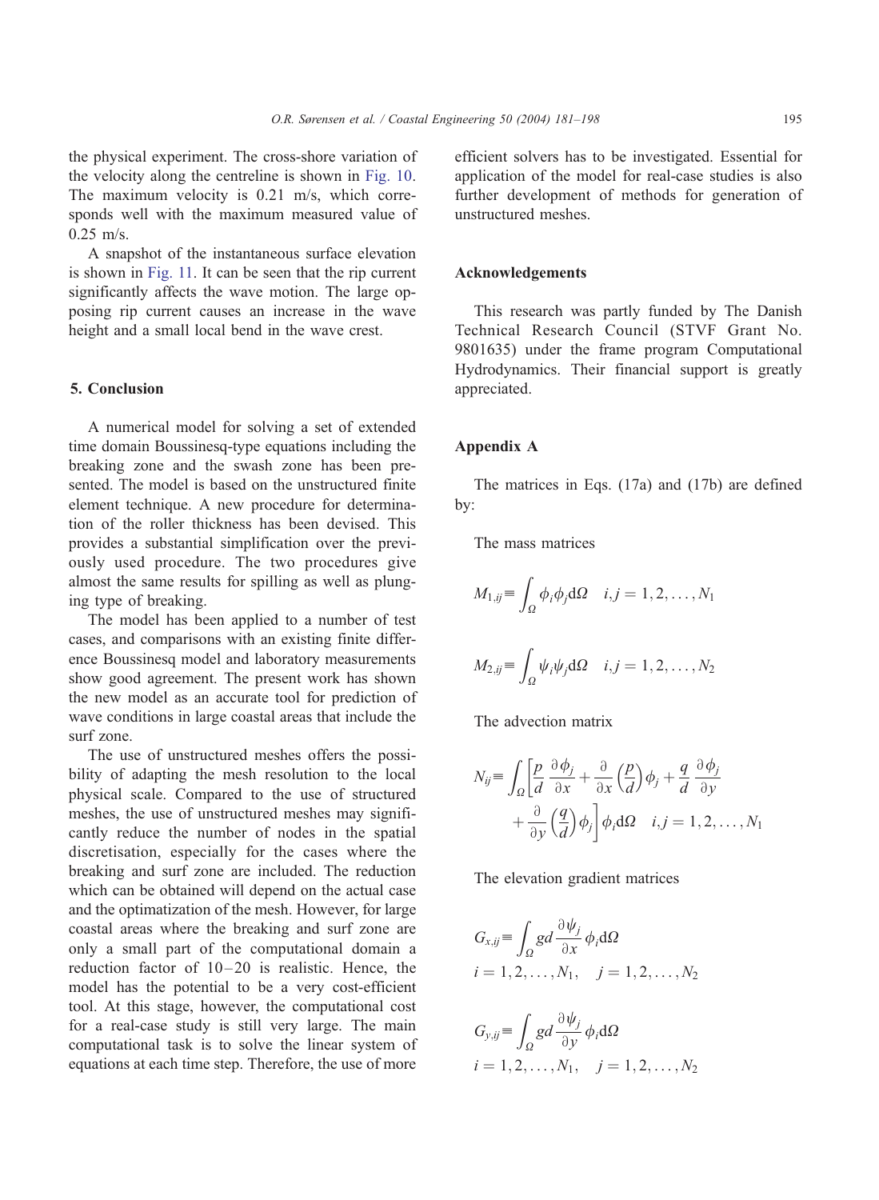the physical experiment. The cross-shore variation of the velocity along the centreline is shown in Fig. 10. The maximum velocity is 0.21 m/s, which corresponds well with the maximum measured value of 0.25 m/s.

A snapshot of the instantaneous surface elevation is shown in Fig. 11. It can be seen that the rip current significantly affects the wave motion. The large opposing rip current causes an increase in the wave height and a small local bend in the wave crest.

## 5. Conclusion

A numerical model for solving a set of extended time domain Boussinesq-type equations including the breaking zone and the swash zone has been presented. The model is based on the unstructured finite element technique. A new procedure for determination of the roller thickness has been devised. This provides a substantial simplification over the previously used procedure. The two procedures give almost the same results for spilling as well as plunging type of breaking.

The model has been applied to a number of test cases, and comparisons with an existing finite difference Boussinesq model and laboratory measurements show good agreement. The present work has shown the new model as an accurate tool for prediction of wave conditions in large coastal areas that include the surf zone.

The use of unstructured meshes offers the possibility of adapting the mesh resolution to the local physical scale. Compared to the use of structured meshes, the use of unstructured meshes may significantly reduce the number of nodes in the spatial discretisation, especially for the cases where the breaking and surf zone are included. The reduction which can be obtained will depend on the actual case and the optimatization of the mesh. However, for large coastal areas where the breaking and surf zone are only a small part of the computational domain a reduction factor of 10–20 is realistic. Hence, the model has the potential to be a very cost-efficient tool. At this stage, however, the computational cost for a real-case study is still very large. The main computational task is to solve the linear system of equations at each time step. Therefore, the use of more efficient solvers has to be investigated. Essential for application of the model for real-case studies is also further development of methods for generation of unstructured meshes.

## Acknowledgements

This research was partly funded by The Danish Technical Research Council (STVF Grant No. 9801635) under the frame program Computational Hydrodynamics. Their financial support is greatly appreciated.

## Appendix A

The matrices in Eqs. (17a) and (17b) are defined by:

The mass matrices

$$M_{1,ij} \equiv \int_{\Omega} \phi_i \phi_j \mathrm{d}\Omega \quad i,j = 1,2,\ldots,N_1$$

$$M_{2,ij} \equiv \int_{\Omega} \psi_i \psi_j \mathrm{d}\Omega \quad i,j = 1,2,\ldots,N_2$$

The advection matrix

$$N_{ij} \equiv \int_{\Omega} \left[ \frac{p}{d} \frac{\partial \phi_j}{\partial x} + \frac{\partial}{\partial x}\left(\frac{p}{d}\right)\phi_j + \frac{q}{d}\frac{\partial \phi_j}{\partial y} + \frac{\partial}{\partial y}\left(\frac{q}{d}\right)\phi_j \right] \phi_i \mathrm{d}\Omega \quad i,j = 1,2,\ldots,N_1$$

The elevation gradient matrices

$$G_{x,ij} \equiv \int_{\Omega} gd \frac{\partial \psi_j}{\partial x} \phi_i \mathrm{d}\Omega$$
$$i = 1,2,\ldots,N_1, \quad j = 1,2,\ldots,N_2$$

$$G_{y,ij} \equiv \int_{\Omega} gd \frac{\partial \psi_j}{\partial y} \phi_i \mathrm{d}\Omega$$
$$i = 1,2,\ldots,N_1, \quad j = 1,2,\ldots,N_2$$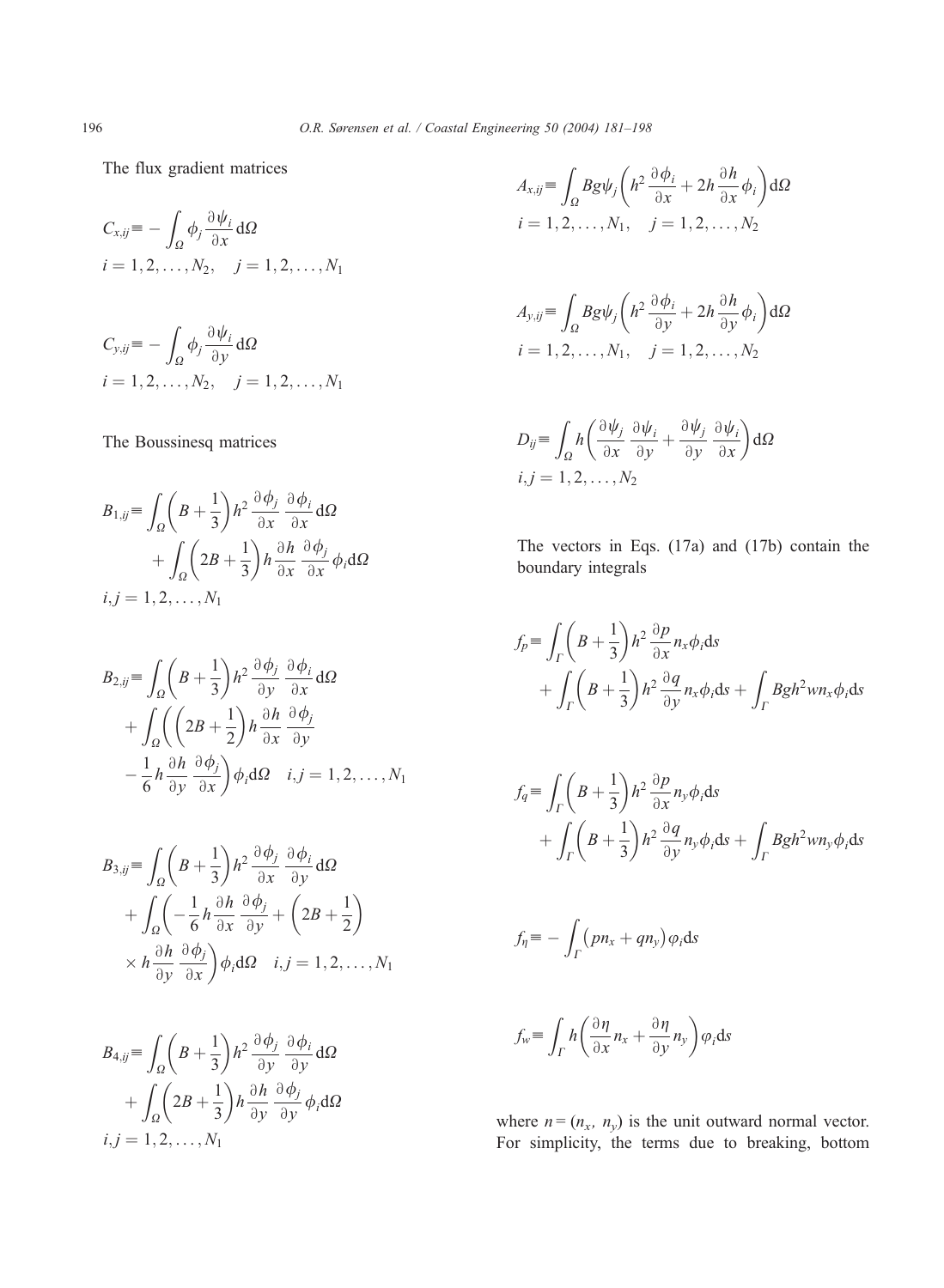The flux gradient matrices

$$C_{x,ij} \equiv -\int_{\Omega} \phi_j \frac{\partial \psi_i}{\partial x} \mathrm{d}\Omega$$
$$i = 1, 2, \ldots, N_2, \quad j = 1, 2, \ldots, N_1$$

$$C_{y,ij} \equiv -\int_{\Omega} \phi_j \frac{\partial \psi_i}{\partial y} \mathrm{d}\Omega$$
$$i = 1, 2, \ldots, N_2, \quad j = 1, 2, \ldots, N_1$$

The Boussinesq matrices

$$B_{1,ij} \equiv \int_{\Omega} \left(B + \frac{1}{3}\right) h^2 \frac{\partial \phi_j}{\partial x} \frac{\partial \phi_i}{\partial x} \mathrm{d}\Omega + \int_{\Omega} \left(2B + \frac{1}{3}\right) h \frac{\partial h}{\partial x} \frac{\partial \phi_j}{\partial x} \phi_i \mathrm{d}\Omega$$
$$i,j = 1, 2, \ldots, N_1$$

$$B_{2,ij} \equiv \int_{\Omega} \left(B + \frac{1}{3}\right) h^2 \frac{\partial \phi_j}{\partial y} \frac{\partial \phi_i}{\partial x} \mathrm{d}\Omega + \int_{\Omega} \left( \left(2B + \frac{1}{2}\right) h \frac{\partial h}{\partial x} \frac{\partial \phi_j}{\partial y} - \frac{1}{6} h \frac{\partial h}{\partial y} \frac{\partial \phi_j}{\partial x} \right) \phi_i \mathrm{d}\Omega \quad i,j = 1, 2, \ldots, N_1$$

$$B_{3,ij} \equiv \int_{\Omega} \left(B + \frac{1}{3}\right) h^2 \frac{\partial \phi_j}{\partial x} \frac{\partial \phi_i}{\partial y} \mathrm{d}\Omega + \int_{\Omega} \left( -\frac{1}{6} h \frac{\partial h}{\partial x} \frac{\partial \phi_j}{\partial y} + \left(2B + \frac{1}{2}\right) \times h \frac{\partial h}{\partial y} \frac{\partial \phi_j}{\partial x} \right) \phi_i \mathrm{d}\Omega \quad i,j = 1, 2, \ldots, N_1$$

$$B_{4,ij} \equiv \int_{\Omega} \left(B + \frac{1}{3}\right) h^2 \frac{\partial \phi_j}{\partial y} \frac{\partial \phi_i}{\partial y} \mathrm{d}\Omega + \int_{\Omega} \left(2B + \frac{1}{3}\right) h \frac{\partial h}{\partial y} \frac{\partial \phi_j}{\partial y} \phi_i \mathrm{d}\Omega$$
$$i,j = 1, 2, \ldots, N_1$$

$$A_{x,ij} \equiv \int_{\Omega} Bg\psi_j \left( h^2 \frac{\partial \phi_i}{\partial x} + 2h \frac{\partial h}{\partial x} \phi_i \right) \mathrm{d}\Omega$$
$$i = 1, 2, \ldots, N_1, \quad j = 1, 2, \ldots, N_2$$

$$A_{y,ij} \equiv \int_{\Omega} Bg\psi_j \left( h^2 \frac{\partial \phi_i}{\partial y} + 2h \frac{\partial h}{\partial y} \phi_i \right) \mathrm{d}\Omega$$
$$i = 1, 2, \ldots, N_1, \quad j = 1, 2, \ldots, N_2$$

$$D_{ij} \equiv \int_{\Omega} h \left( \frac{\partial \psi_j}{\partial x} \frac{\partial \psi_i}{\partial y} + \frac{\partial \psi_j}{\partial y} \frac{\partial \psi_i}{\partial x} \right) \mathrm{d}\Omega$$
$$i,j = 1, 2, \ldots, N_2$$

The vectors in Eqs. (17a) and (17b) contain the boundary integrals

$$f_p \equiv \int_{\Gamma} \left(B + \frac{1}{3}\right) h^2 \frac{\partial p}{\partial x} n_x \phi_i \mathrm{d}s + \int_{\Gamma} \left(B + \frac{1}{3}\right) h^2 \frac{\partial q}{\partial y} n_x \phi_i \mathrm{d}s + \int_{\Gamma} Bgh^2 w n_x \phi_i \mathrm{d}s$$

$$f_q \equiv \int_{\Gamma} \left(B + \frac{1}{3}\right) h^2 \frac{\partial p}{\partial x} n_y \phi_i \mathrm{d}s + \int_{\Gamma} \left(B + \frac{1}{3}\right) h^2 \frac{\partial q}{\partial y} n_y \phi_i \mathrm{d}s + \int_{\Gamma} Bgh^2 w n_y \phi_i \mathrm{d}s$$

$$f_\eta \equiv -\int_{\Gamma} \left(p n_x + q n_y\right) \varphi_i \mathrm{d}s$$

$$f_w \equiv \int_{\Gamma} h \left( \frac{\partial \eta}{\partial x} n_x + \frac{\partial \eta}{\partial y} n_y \right) \varphi_i \mathrm{d}s$$

where $n = (n_x, n_y)$ is the unit outward normal vector. For simplicity, the terms due to breaking, bottom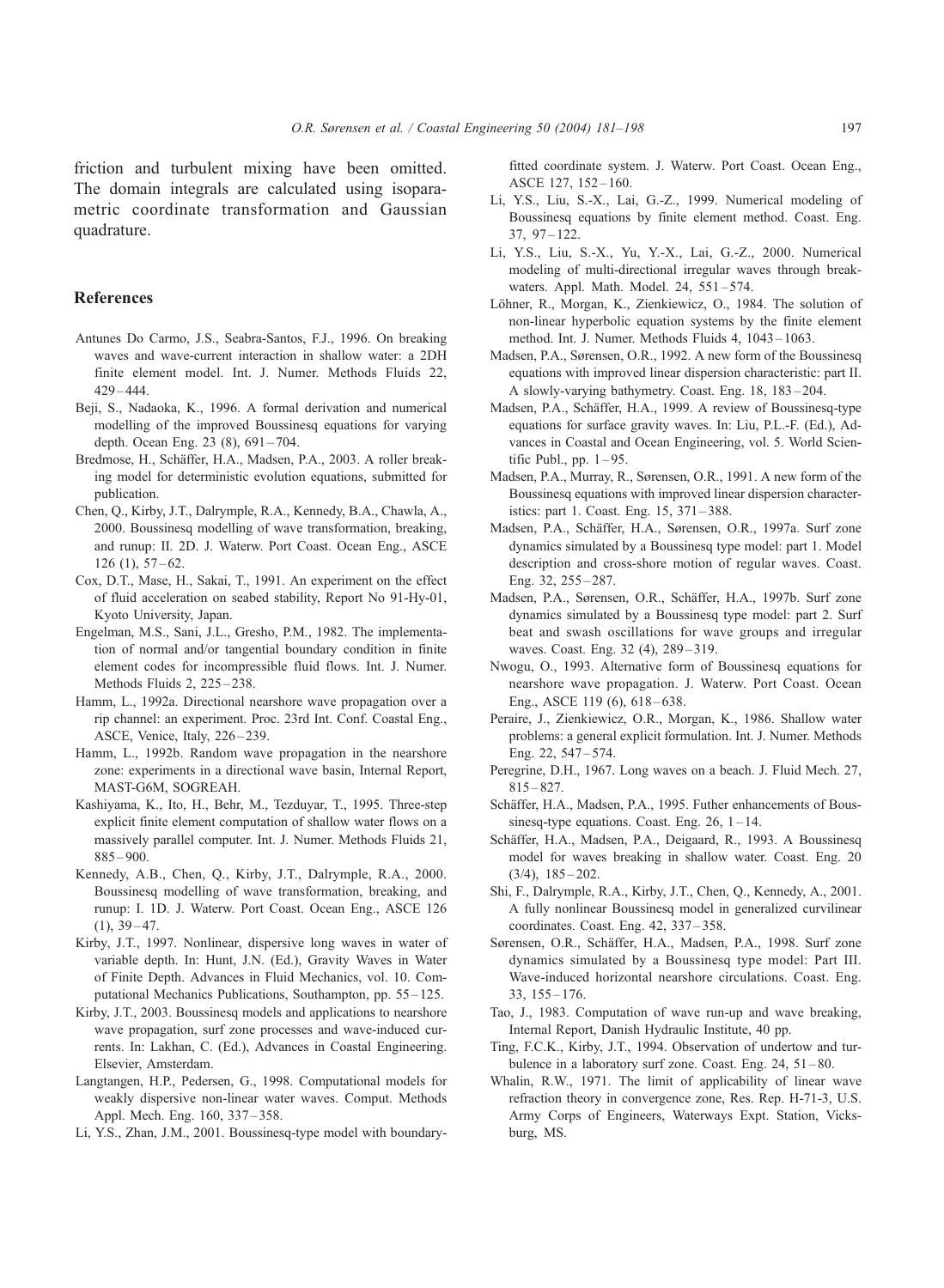friction and turbulent mixing have been omitted. The domain integrals are calculated using isoparametric coordinate transformation and Gaussian quadrature.

## References

Antunes Do Carmo, J.S., Seabra-Santos, F.J., 1996. On breaking waves and wave-current interaction in shallow water: a 2DH finite element model. Int. J. Numer. Methods Fluids 22, 429–444.

Beji, S., Nadaoka, K., 1996. A formal derivation and numerical modelling of the improved Boussinesq equations for varying depth. Ocean Eng. 23 (8), 691–704.

Bredmose, H., Schäffer, H.A., Madsen, P.A., 2003. A roller breaking model for deterministic evolution equations, submitted for publication.

Chen, Q., Kirby, J.T., Dalrymple, R.A., Kennedy, B.A., Chawla, A., 2000. Boussinesq modelling of wave transformation, breaking, and runup: II. 2D. J. Waterw. Port Coast. Ocean Eng., ASCE 126 (1), 57–62.

Cox, D.T., Mase, H., Sakai, T., 1991. An experiment on the effect of fluid acceleration on seabed stability, Report No 91-Hy-01, Kyoto University, Japan.

Engelman, M.S., Sani, J.L., Gresho, P.M., 1982. The implementation of normal and/or tangential boundary condition in finite element codes for incompressible fluid flows. Int. J. Numer. Methods Fluids 2, 225–238.

Hamm, L., 1992a. Directional nearshore wave propagation over a rip channel: an experiment. Proc. 23rd Int. Conf. Coastal Eng., ASCE, Venice, Italy, 226–239.

Hamm, L., 1992b. Random wave propagation in the nearshore zone: experiments in a directional wave basin, Internal Report, MAST-G6M, SOGREAH.

Kashiyama, K., Ito, H., Behr, M., Tezduyar, T., 1995. Three-step explicit finite element computation of shallow water flows on a massively parallel computer. Int. J. Numer. Methods Fluids 21, 885–900.

Kennedy, A.B., Chen, Q., Kirby, J.T., Dalrymple, R.A., 2000. Boussinesq modelling of wave transformation, breaking, and runup: I. 1D. J. Waterw. Port Coast. Ocean Eng., ASCE 126 (1), 39–47.

Kirby, J.T., 1997. Nonlinear, dispersive long waves in water of variable depth. In: Hunt, J.N. (Ed.), Gravity Waves in Water of Finite Depth. Advances in Fluid Mechanics, vol. 10. Computational Mechanics Publications, Southampton, pp. 55–125.

Kirby, J.T., 2003. Boussinesq models and applications to nearshore wave propagation, surf zone processes and wave-induced currents. In: Lakhan, C. (Ed.), Advances in Coastal Engineering. Elsevier, Amsterdam.

Langtangen, H.P., Pedersen, G., 1998. Computational models for weakly dispersive non-linear water waves. Comput. Methods Appl. Mech. Eng. 160, 337–358.

Li, Y.S., Zhan, J.M., 2001. Boussinesq-type model with boundary-fitted coordinate system. J. Waterw. Port Coast. Ocean Eng., ASCE 127, 152–160.

Li, Y.S., Liu, S.-X., Lai, G.-Z., 1999. Numerical modeling of Boussinesq equations by finite element method. Coast. Eng. 37, 97–122.

Li, Y.S., Liu, S.-X., Yu, Y.-X., Lai, G.-Z., 2000. Numerical modeling of multi-directional irregular waves through breakwaters. Appl. Math. Model. 24, 551–574.

Löhner, R., Morgan, K., Zienkiewicz, O., 1984. The solution of non-linear hyperbolic equation systems by the finite element method. Int. J. Numer. Methods Fluids 4, 1043–1063.

Madsen, P.A., Sørensen, O.R., 1992. A new form of the Boussinesq equations with improved linear dispersion characteristic: part II. A slowly-varying bathymetry. Coast. Eng. 18, 183–204.

Madsen, P.A., Schäffer, H.A., 1999. A review of Boussinesq-type equations for surface gravity waves. In: Liu, P.L.-F. (Ed.), Advances in Coastal and Ocean Engineering, vol. 5. World Scientific Publ., pp. 1–95.

Madsen, P.A., Murray, R., Sørensen, O.R., 1991. A new form of the Boussinesq equations with improved linear dispersion characteristics: part 1. Coast. Eng. 15, 371–388.

Madsen, P.A., Schäffer, H.A., Sørensen, O.R., 1997a. Surf zone dynamics simulated by a Boussinesq type model: part 1. Model description and cross-shore motion of regular waves. Coast. Eng. 32, 255–287.

Madsen, P.A., Sørensen, O.R., Schäffer, H.A., 1997b. Surf zone dynamics simulated by a Boussinesq type model: part 2. Surf beat and swash oscillations for wave groups and irregular waves. Coast. Eng. 32 (4), 289–319.

Nwogu, O., 1993. Alternative form of Boussinesq equations for nearshore wave propagation. J. Waterw. Port Coast. Ocean Eng., ASCE 119 (6), 618–638.

Peraire, J., Zienkiewicz, O.R., Morgan, K., 1986. Shallow water problems: a general explicit formulation. Int. J. Numer. Methods Eng. 22, 547–574.

Peregrine, D.H., 1967. Long waves on a beach. J. Fluid Mech. 27, 815–827.

Schäffer, H.A., Madsen, P.A., 1995. Futher enhancements of Boussinesq-type equations. Coast. Eng. 26, 1–14.

Schäffer, H.A., Madsen, P.A., Deigaard, R., 1993. A Boussinesq model for waves breaking in shallow water. Coast. Eng. 20 (3/4), 185–202.

Shi, F., Dalrymple, R.A., Kirby, J.T., Chen, Q., Kennedy, A., 2001. A fully nonlinear Boussinesq model in generalized curvilinear coordinates. Coast. Eng. 42, 337–358.

Sørensen, O.R., Schäffer, H.A., Madsen, P.A., 1998. Surf zone dynamics simulated by a Boussinesq type model: Part III. Wave-induced horizontal nearshore circulations. Coast. Eng. 33, 155–176.

Tao, J., 1983. Computation of wave run-up and wave breaking, Internal Report, Danish Hydraulic Institute, 40 pp.

Ting, F.C.K., Kirby, J.T., 1994. Observation of undertow and turbulence in a laboratory surf zone. Coast. Eng. 24, 51–80.

Whalin, R.W., 1971. The limit of applicability of linear wave refraction theory in convergence zone, Res. Rep. H-71-3, U.S. Army Corps of Engineers, Waterways Expt. Station, Vicksburg, MS.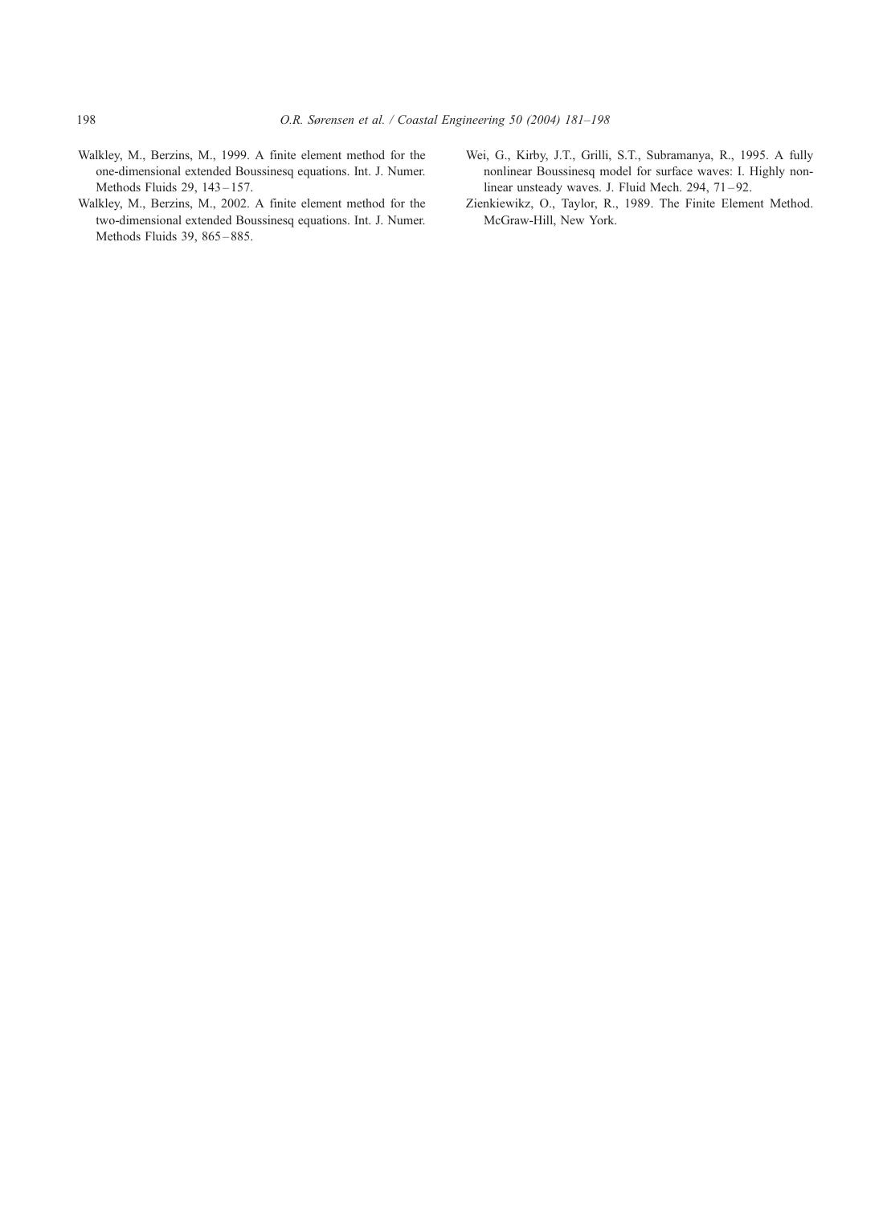Walkley, M., Berzins, M., 1999. A finite element method for the one-dimensional extended Boussinesq equations. Int. J. Numer. Methods Fluids 29, 143–157.

Walkley, M., Berzins, M., 2002. A finite element method for the two-dimensional extended Boussinesq equations. Int. J. Numer. Methods Fluids 39, 865–885.

Wei, G., Kirby, J.T., Grilli, S.T., Subramanya, R., 1995. A fully nonlinear Boussinesq model for surface waves: I. Highly nonlinear unsteady waves. J. Fluid Mech. 294, 71–92.

Zienkiewikz, O., Taylor, R., 1989. The Finite Element Method. McGraw-Hill, New York.